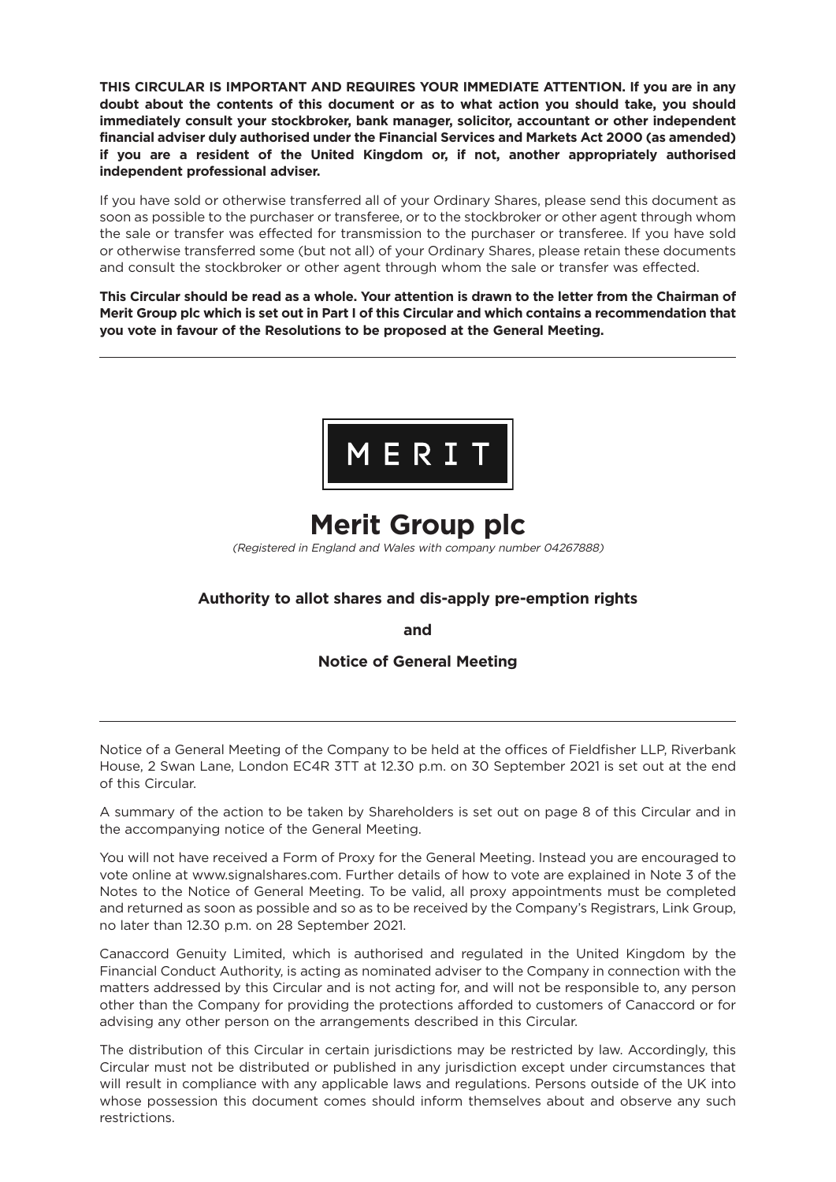**THIS CIRCULAR IS IMPORTANT AND REQUIRES YOUR IMMEDIATE ATTENTION. If you are in any doubt about the contents of this document or as to what action you should take, you should immediately consult your stockbroker, bank manager, solicitor, accountant or other independent financial adviser duly authorised under the Financial Services and Markets Act 2000 (as amended) if you are a resident of the United Kingdom or, if not, another appropriately authorised independent professional adviser.**

If you have sold or otherwise transferred all of your Ordinary Shares, please send this document as soon as possible to the purchaser or transferee, or to the stockbroker or other agent through whom the sale or transfer was effected for transmission to the purchaser or transferee. If you have sold or otherwise transferred some (but not all) of your Ordinary Shares, please retain these documents and consult the stockbroker or other agent through whom the sale or transfer was effected.

**This Circular should be read as a whole. Your attention is drawn to the letter from the Chairman of Merit Group plc which is set out in Part I of this Circular and which contains a recommendation that you vote in favour of the Resolutions to be proposed at the General Meeting.**

---

MERIT

# Merit Group plc

*(Registered in England and Wales with company number 04267888)*

### Authority to allot shares and dis-apply pre-emption rights

**and**

### Notice of General Meeting

---

Notice of a General Meeting of the Company to be held at the offices of Fieldfisher LLP, Riverbank House, 2 Swan Lane, London EC4R 3TT at 12.30 p.m. on 30 September 2021 is set out at the end of this Circular.

A summary of the action to be taken by Shareholders is set out on page 8 of this Circular and in the accompanying notice of the General Meeting.

You will not have received a Form of Proxy for the General Meeting. Instead you are encouraged to vote online at www.signalshares.com. Further details of how to vote are explained in Note 3 of the Notes to the Notice of General Meeting. To be valid, all proxy appointments must be completed and returned as soon as possible and so as to be received by the Company's Registrars, Link Group, no later than 12.30 p.m. on 28 September 2021.

Canaccord Genuity Limited, which is authorised and regulated in the United Kingdom by the Financial Conduct Authority, is acting as nominated adviser to the Company in connection with the matters addressed by this Circular and is not acting for, and will not be responsible to, any person other than the Company for providing the protections afforded to customers of Canaccord or for advising any other person on the arrangements described in this Circular.

The distribution of this Circular in certain jurisdictions may be restricted by law. Accordingly, this Circular must not be distributed or published in any jurisdiction except under circumstances that will result in compliance with any applicable laws and regulations. Persons outside of the UK into whose possession this document comes should inform themselves about and observe any such restrictions.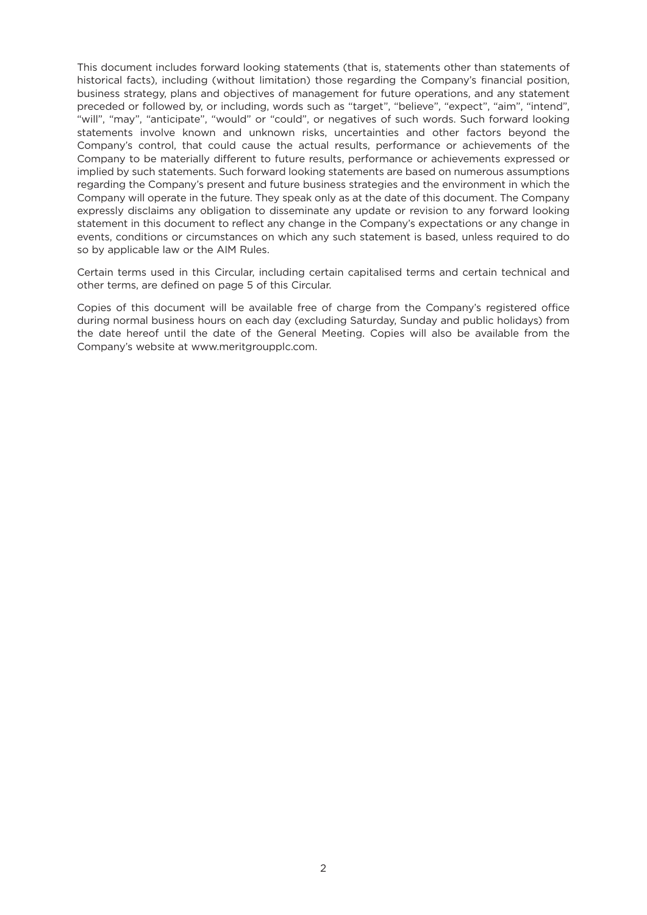This document includes forward looking statements (that is, statements other than statements of historical facts), including (without limitation) those regarding the Company's financial position, business strategy, plans and objectives of management for future operations, and any statement preceded or followed by, or including, words such as "target", "believe", "expect", "aim", "intend", "will", "may", "anticipate", "would" or "could", or negatives of such words. Such forward looking statements involve known and unknown risks, uncertainties and other factors beyond the Company's control, that could cause the actual results, performance or achievements of the Company to be materially different to future results, performance or achievements expressed or implied by such statements. Such forward looking statements are based on numerous assumptions regarding the Company's present and future business strategies and the environment in which the Company will operate in the future. They speak only as at the date of this document. The Company expressly disclaims any obligation to disseminate any update or revision to any forward looking statement in this document to reflect any change in the Company's expectations or any change in events, conditions or circumstances on which any such statement is based, unless required to do so by applicable law or the AIM Rules.

Certain terms used in this Circular, including certain capitalised terms and certain technical and other terms, are defined on page 5 of this Circular.

Copies of this document will be available free of charge from the Company's registered office during normal business hours on each day (excluding Saturday, Sunday and public holidays) from the date hereof until the date of the General Meeting. Copies will also be available from the Company's website at www.meritgroupplc.com.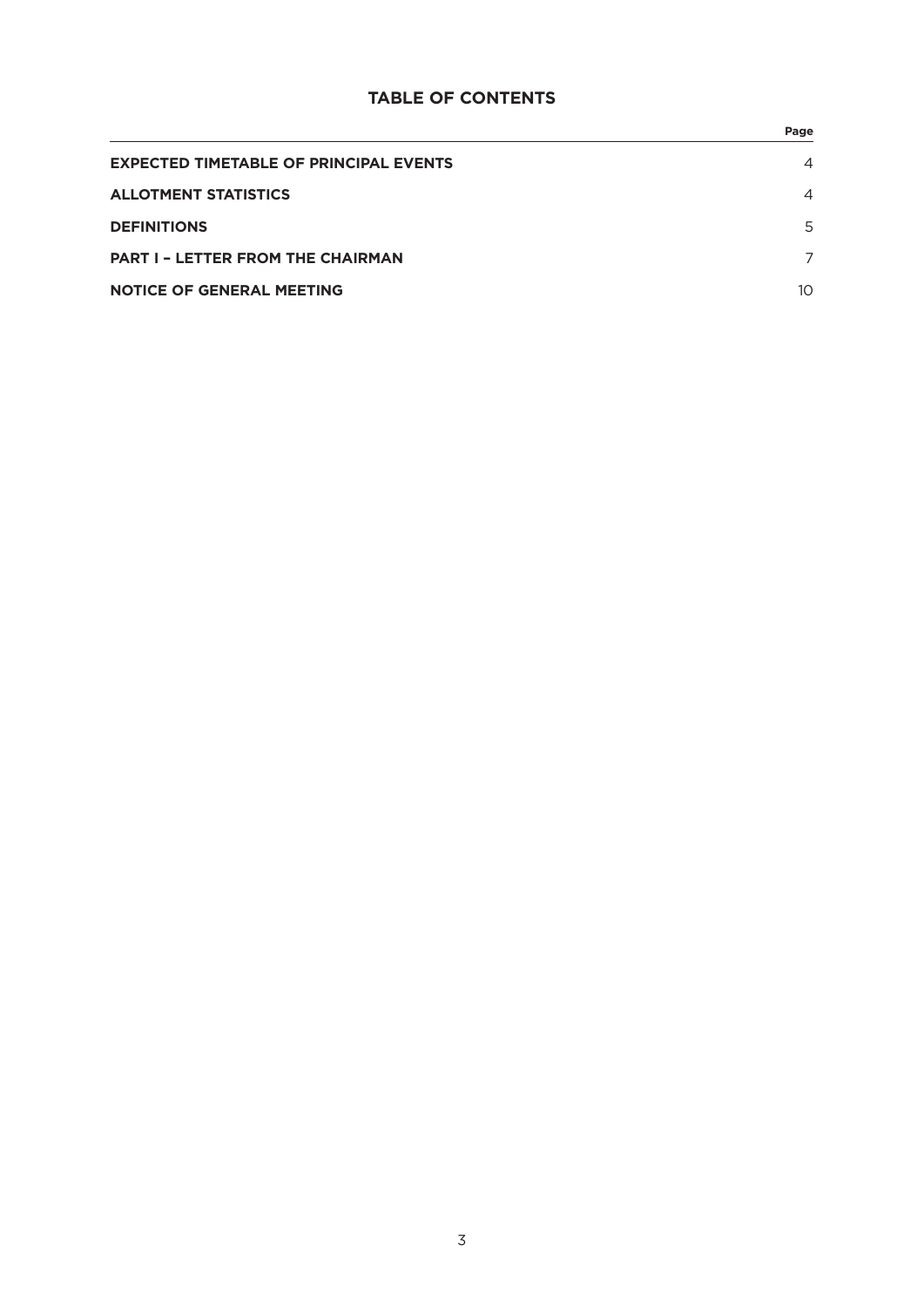# TABLE OF CONTENTS

| | Page |
|---|---|
| **EXPECTED TIMETABLE OF PRINCIPAL EVENTS** | 4 |
| **ALLOTMENT STATISTICS** | 4 |
| **DEFINITIONS** | 5 |
| **PART I – LETTER FROM THE CHAIRMAN** | 7 |
| **NOTICE OF GENERAL MEETING** | 10 |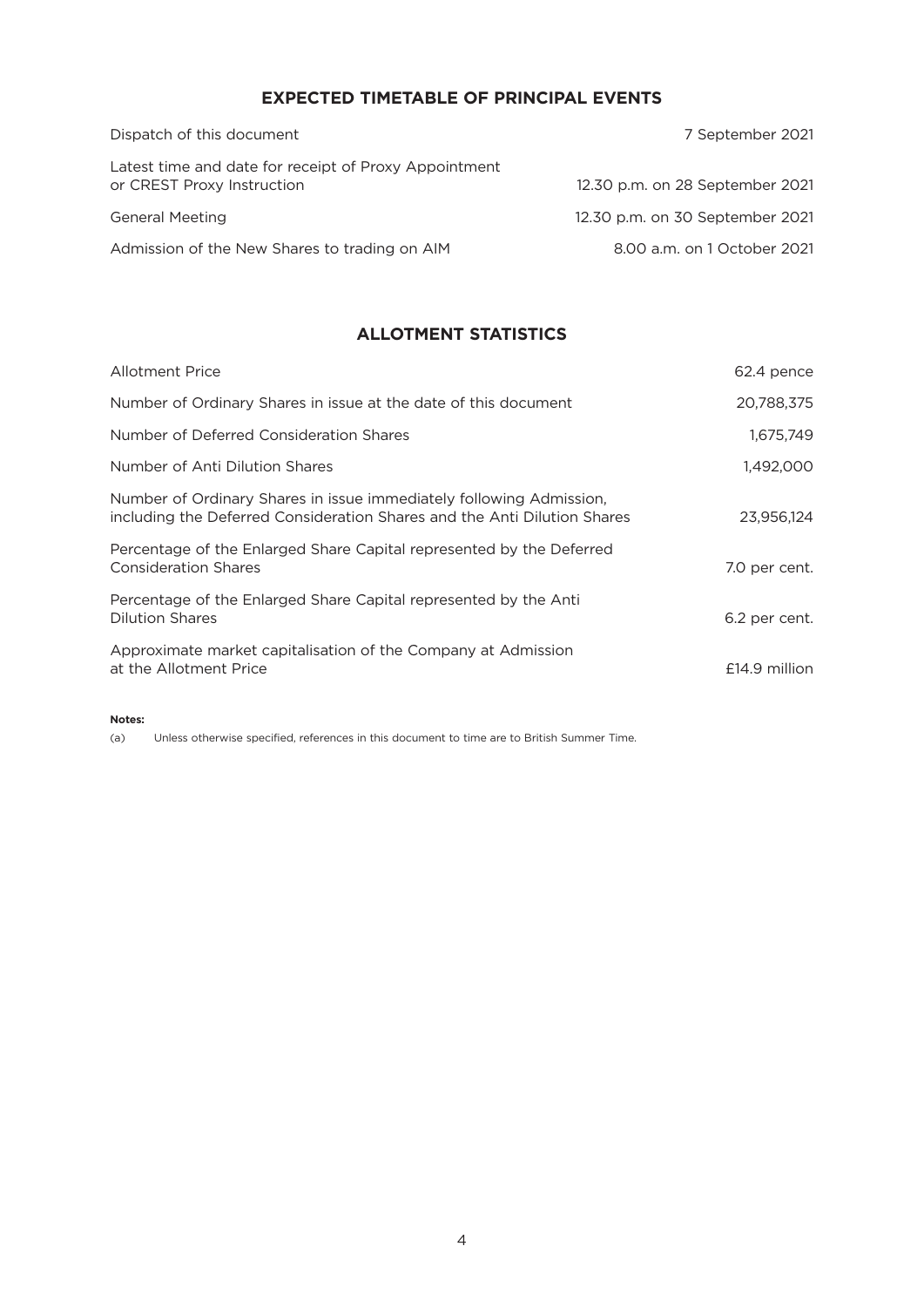## EXPECTED TIMETABLE OF PRINCIPAL EVENTS

| | |
|---|---|
| Dispatch of this document | 7 September 2021 |
| Latest time and date for receipt of Proxy Appointment or CREST Proxy Instruction | 12.30 p.m. on 28 September 2021 |
| General Meeting | 12.30 p.m. on 30 September 2021 |
| Admission of the New Shares to trading on AIM | 8.00 a.m. on 1 October 2021 |

## ALLOTMENT STATISTICS

| | |
|---|---|
| Allotment Price | 62.4 pence |
| Number of Ordinary Shares in issue at the date of this document | 20,788,375 |
| Number of Deferred Consideration Shares | 1,675,749 |
| Number of Anti Dilution Shares | 1,492,000 |
| Number of Ordinary Shares in issue immediately following Admission, including the Deferred Consideration Shares and the Anti Dilution Shares | 23,956,124 |
| Percentage of the Enlarged Share Capital represented by the Deferred Consideration Shares | 7.0 per cent. |
| Percentage of the Enlarged Share Capital represented by the Anti Dilution Shares | 6.2 per cent. |
| Approximate market capitalisation of the Company at Admission at the Allotment Price | £14.9 million |

**Notes:**

(a) Unless otherwise specified, references in this document to time are to British Summer Time.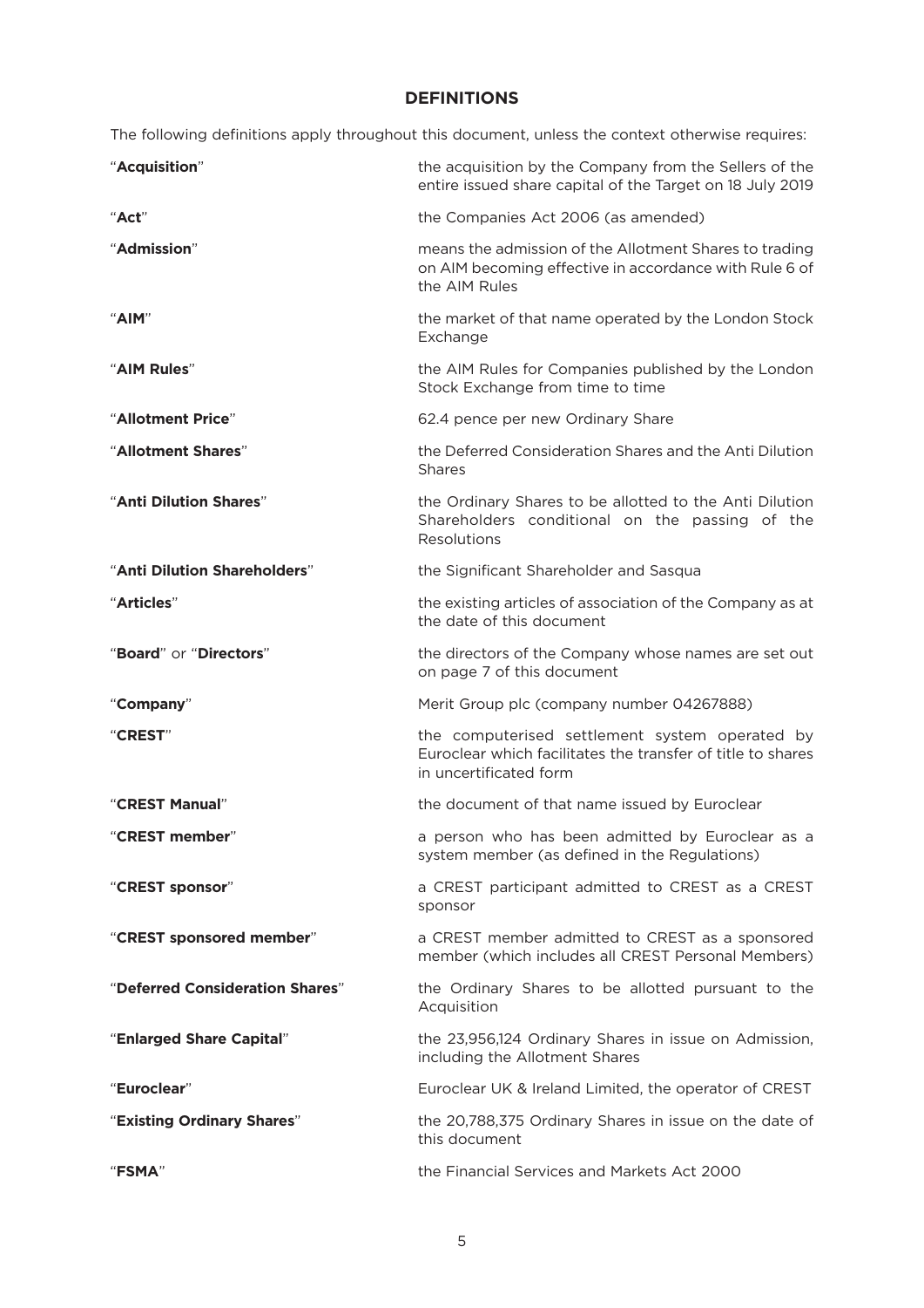## DEFINITIONS

The following definitions apply throughout this document, unless the context otherwise requires:

| | |
|---|---|
| "**Acquisition**" | the acquisition by the Company from the Sellers of the entire issued share capital of the Target on 18 July 2019 |
| "**Act**" | the Companies Act 2006 (as amended) |
| "**Admission**" | means the admission of the Allotment Shares to trading on AIM becoming effective in accordance with Rule 6 of the AIM Rules |
| "**AIM**" | the market of that name operated by the London Stock Exchange |
| "**AIM Rules**" | the AIM Rules for Companies published by the London Stock Exchange from time to time |
| "**Allotment Price**" | 62.4 pence per new Ordinary Share |
| "**Allotment Shares**" | the Deferred Consideration Shares and the Anti Dilution Shares |
| "**Anti Dilution Shares**" | the Ordinary Shares to be allotted to the Anti Dilution Shareholders conditional on the passing of the Resolutions |
| "**Anti Dilution Shareholders**" | the Significant Shareholder and Sasqua |
| "**Articles**" | the existing articles of association of the Company as at the date of this document |
| "**Board**" or "**Directors**" | the directors of the Company whose names are set out on page 7 of this document |
| "**Company**" | Merit Group plc (company number 04267888) |
| "**CREST**" | the computerised settlement system operated by Euroclear which facilitates the transfer of title to shares in uncertificated form |
| "**CREST Manual**" | the document of that name issued by Euroclear |
| "**CREST member**" | a person who has been admitted by Euroclear as a system member (as defined in the Regulations) |
| "**CREST sponsor**" | a CREST participant admitted to CREST as a CREST sponsor |
| "**CREST sponsored member**" | a CREST member admitted to CREST as a sponsored member (which includes all CREST Personal Members) |
| "**Deferred Consideration Shares**" | the Ordinary Shares to be allotted pursuant to the Acquisition |
| "**Enlarged Share Capital**" | the 23,956,124 Ordinary Shares in issue on Admission, including the Allotment Shares |
| "**Euroclear**" | Euroclear UK & Ireland Limited, the operator of CREST |
| "**Existing Ordinary Shares**" | the 20,788,375 Ordinary Shares in issue on the date of this document |
| "**FSMA**" | the Financial Services and Markets Act 2000 |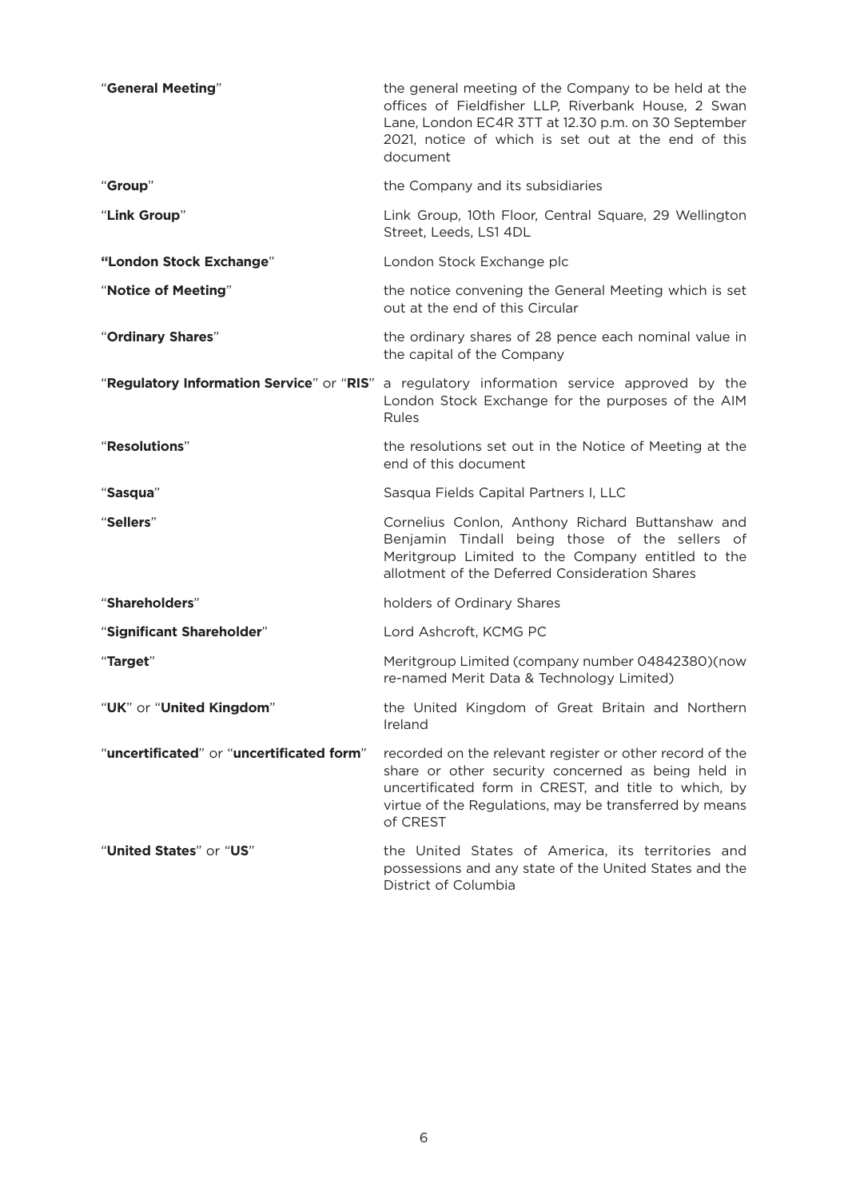| | |
|---|---|
| "**General Meeting**" | the general meeting of the Company to be held at the offices of Fieldfisher LLP, Riverbank House, 2 Swan Lane, London EC4R 3TT at 12.30 p.m. on 30 September 2021, notice of which is set out at the end of this document |
| "**Group**" | the Company and its subsidiaries |
| "**Link Group**" | Link Group, 10th Floor, Central Square, 29 Wellington Street, Leeds, LS1 4DL |
| **"London Stock Exchange**" | London Stock Exchange plc |
| "**Notice of Meeting**" | the notice convening the General Meeting which is set out at the end of this Circular |
| "**Ordinary Shares**" | the ordinary shares of 28 pence each nominal value in the capital of the Company |
| "**Regulatory Information Service**" or "**RIS**" | a regulatory information service approved by the London Stock Exchange for the purposes of the AIM Rules |
| "**Resolutions**" | the resolutions set out in the Notice of Meeting at the end of this document |
| "**Sasqua**" | Sasqua Fields Capital Partners I, LLC |
| "**Sellers**" | Cornelius Conlon, Anthony Richard Buttanshaw and Benjamin Tindall being those of the sellers of Meritgroup Limited to the Company entitled to the allotment of the Deferred Consideration Shares |
| "**Shareholders**" | holders of Ordinary Shares |
| "**Significant Shareholder**" | Lord Ashcroft, KCMG PC |
| "**Target**" | Meritgroup Limited (company number 04842380)(now re-named Merit Data & Technology Limited) |
| "**UK**" or "**United Kingdom**" | the United Kingdom of Great Britain and Northern Ireland |
| "**uncertificated**" or "**uncertificated form**" | recorded on the relevant register or other record of the share or other security concerned as being held in uncertificated form in CREST, and title to which, by virtue of the Regulations, may be transferred by means of CREST |
| "**United States**" or "**US**" | the United States of America, its territories and possessions and any state of the United States and the District of Columbia |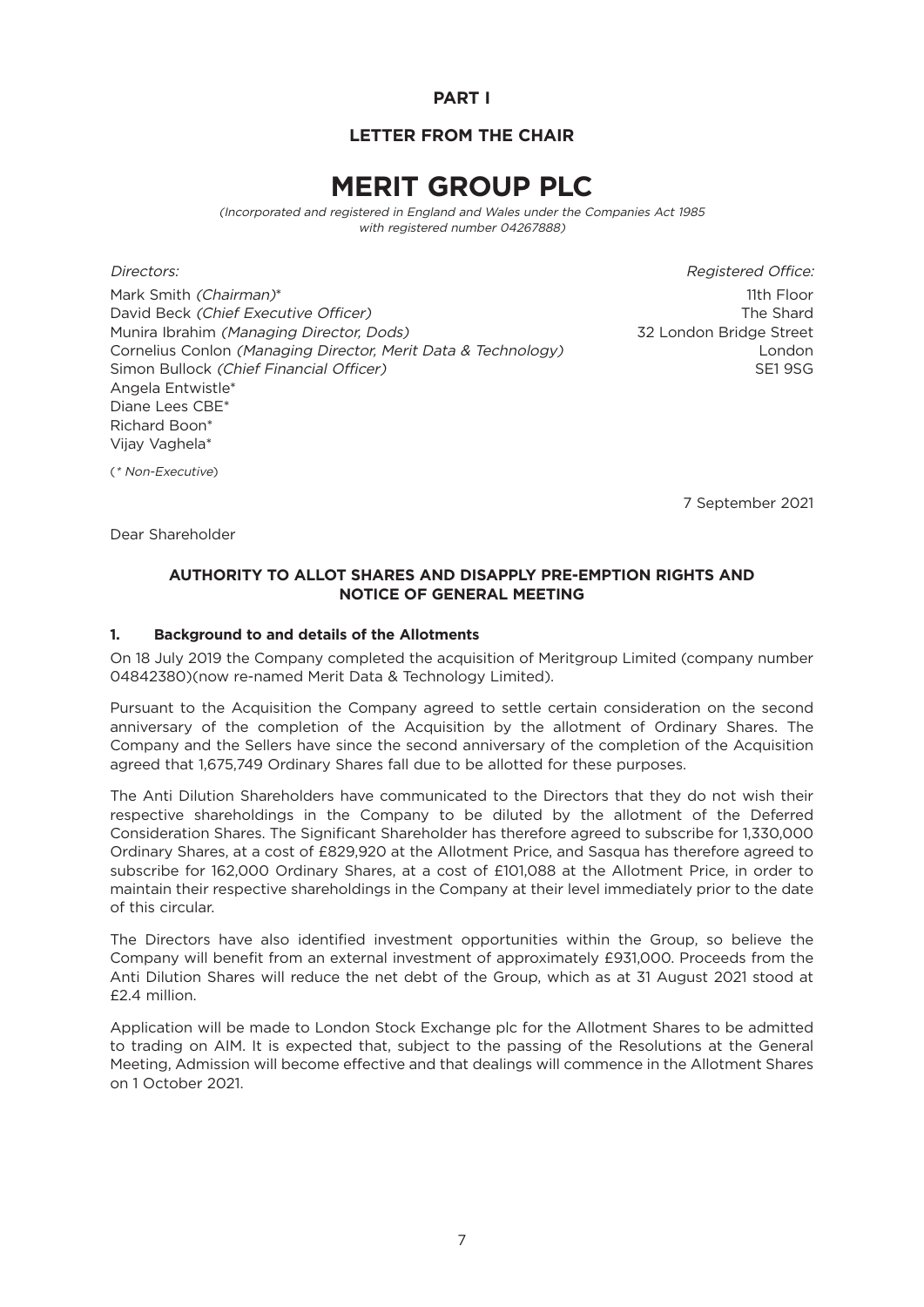**PART I**

**LETTER FROM THE CHAIR**

# MERIT GROUP PLC

*(Incorporated and registered in England and Wales under the Companies Act 1985 with registered number 04267888)*

*Directors:*

Mark Smith *(Chairman)**
David Beck *(Chief Executive Officer)*
Munira Ibrahim *(Managing Director, Dods)*
Cornelius Conlon *(Managing Director, Merit Data & Technology)*
Simon Bullock *(Chief Financial Officer)*
Angela Entwistle*
Diane Lees CBE*
Richard Boon*
Vijay Vaghela*

(* *Non-Executive*)

*Registered Office:*

11th Floor
The Shard
32 London Bridge Street
London
SE1 9SG

7 September 2021

Dear Shareholder

**AUTHORITY TO ALLOT SHARES AND DISAPPLY PRE-EMPTION RIGHTS AND NOTICE OF GENERAL MEETING**

### 1. Background to and details of the Allotments

On 18 July 2019 the Company completed the acquisition of Meritgroup Limited (company number 04842380)(now re-named Merit Data & Technology Limited).

Pursuant to the Acquisition the Company agreed to settle certain consideration on the second anniversary of the completion of the Acquisition by the allotment of Ordinary Shares. The Company and the Sellers have since the second anniversary of the completion of the Acquisition agreed that 1,675,749 Ordinary Shares fall due to be allotted for these purposes.

The Anti Dilution Shareholders have communicated to the Directors that they do not wish their respective shareholdings in the Company to be diluted by the allotment of the Deferred Consideration Shares. The Significant Shareholder has therefore agreed to subscribe for 1,330,000 Ordinary Shares, at a cost of £829,920 at the Allotment Price, and Sasqua has therefore agreed to subscribe for 162,000 Ordinary Shares, at a cost of £101,088 at the Allotment Price, in order to maintain their respective shareholdings in the Company at their level immediately prior to the date of this circular.

The Directors have also identified investment opportunities within the Group, so believe the Company will benefit from an external investment of approximately £931,000. Proceeds from the Anti Dilution Shares will reduce the net debt of the Group, which as at 31 August 2021 stood at £2.4 million.

Application will be made to London Stock Exchange plc for the Allotment Shares to be admitted to trading on AIM. It is expected that, subject to the passing of the Resolutions at the General Meeting, Admission will become effective and that dealings will commence in the Allotment Shares on 1 October 2021.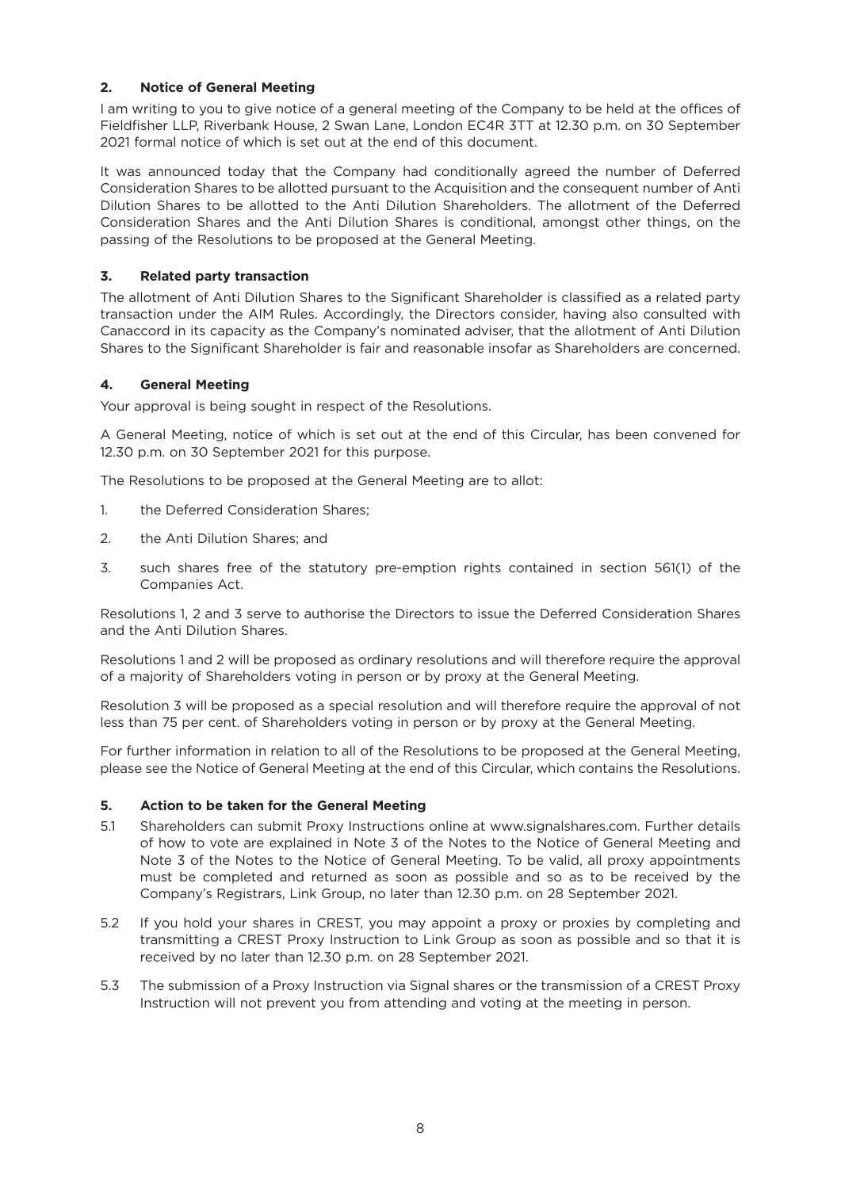## 2. Notice of General Meeting

I am writing to you to give notice of a general meeting of the Company to be held at the offices of Fieldfisher LLP, Riverbank House, 2 Swan Lane, London EC4R 3TT at 12.30 p.m. on 30 September 2021 formal notice of which is set out at the end of this document.

It was announced today that the Company had conditionally agreed the number of Deferred Consideration Shares to be allotted pursuant to the Acquisition and the consequent number of Anti Dilution Shares to be allotted to the Anti Dilution Shareholders. The allotment of the Deferred Consideration Shares and the Anti Dilution Shares is conditional, amongst other things, on the passing of the Resolutions to be proposed at the General Meeting.

## 3. Related party transaction

The allotment of Anti Dilution Shares to the Significant Shareholder is classified as a related party transaction under the AIM Rules. Accordingly, the Directors consider, having also consulted with Canaccord in its capacity as the Company's nominated adviser, that the allotment of Anti Dilution Shares to the Significant Shareholder is fair and reasonable insofar as Shareholders are concerned.

## 4. General Meeting

Your approval is being sought in respect of the Resolutions.

A General Meeting, notice of which is set out at the end of this Circular, has been convened for 12.30 p.m. on 30 September 2021 for this purpose.

The Resolutions to be proposed at the General Meeting are to allot:

1. the Deferred Consideration Shares;
2. the Anti Dilution Shares; and
3. such shares free of the statutory pre-emption rights contained in section 561(1) of the Companies Act.

Resolutions 1, 2 and 3 serve to authorise the Directors to issue the Deferred Consideration Shares and the Anti Dilution Shares.

Resolutions 1 and 2 will be proposed as ordinary resolutions and will therefore require the approval of a majority of Shareholders voting in person or by proxy at the General Meeting.

Resolution 3 will be proposed as a special resolution and will therefore require the approval of not less than 75 per cent. of Shareholders voting in person or by proxy at the General Meeting.

For further information in relation to all of the Resolutions to be proposed at the General Meeting, please see the Notice of General Meeting at the end of this Circular, which contains the Resolutions.

## 5. Action to be taken for the General Meeting

5.1 Shareholders can submit Proxy Instructions online at www.signalshares.com. Further details of how to vote are explained in Note 3 of the Notes to the Notice of General Meeting and Note 3 of the Notes to the Notice of General Meeting. To be valid, all proxy appointments must be completed and returned as soon as possible and so as to be received by the Company's Registrars, Link Group, no later than 12.30 p.m. on 28 September 2021.

5.2 If you hold your shares in CREST, you may appoint a proxy or proxies by completing and transmitting a CREST Proxy Instruction to Link Group as soon as possible and so that it is received by no later than 12.30 p.m. on 28 September 2021.

5.3 The submission of a Proxy Instruction via Signal shares or the transmission of a CREST Proxy Instruction will not prevent you from attending and voting at the meeting in person.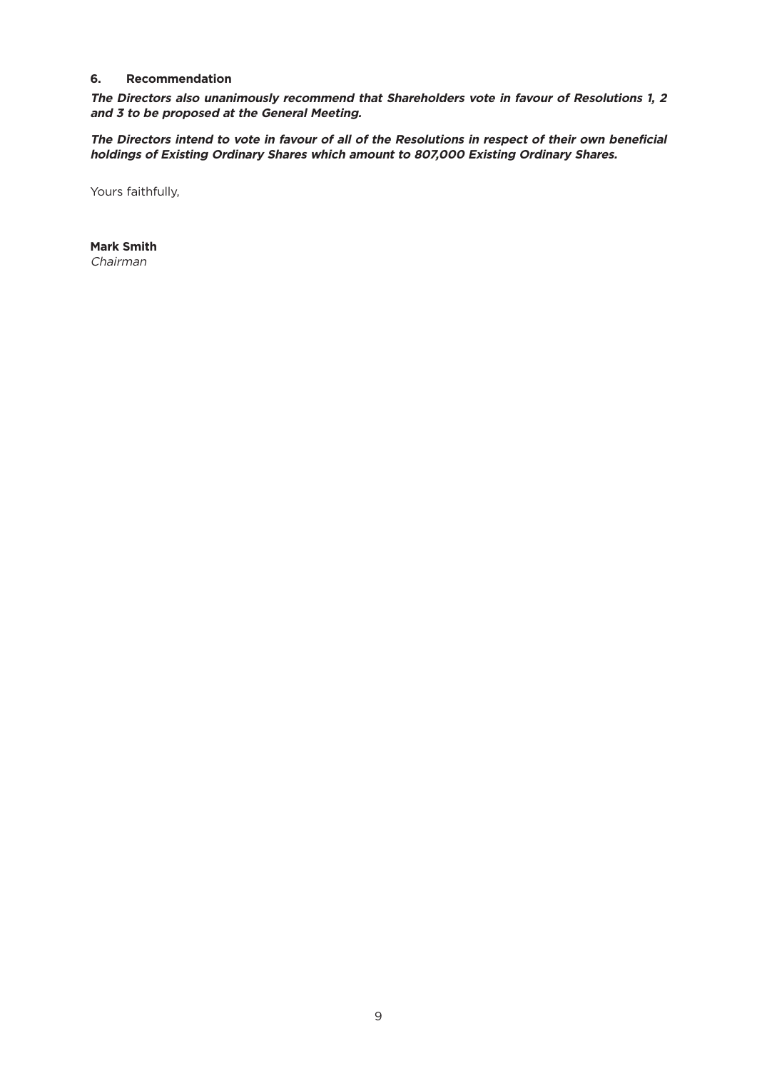### 6. Recommendation

***The Directors also unanimously recommend that Shareholders vote in favour of Resolutions 1, 2 and 3 to be proposed at the General Meeting.***

***The Directors intend to vote in favour of all of the Resolutions in respect of their own beneficial holdings of Existing Ordinary Shares which amount to 807,000 Existing Ordinary Shares.***

Yours faithfully,

**Mark Smith**
*Chairman*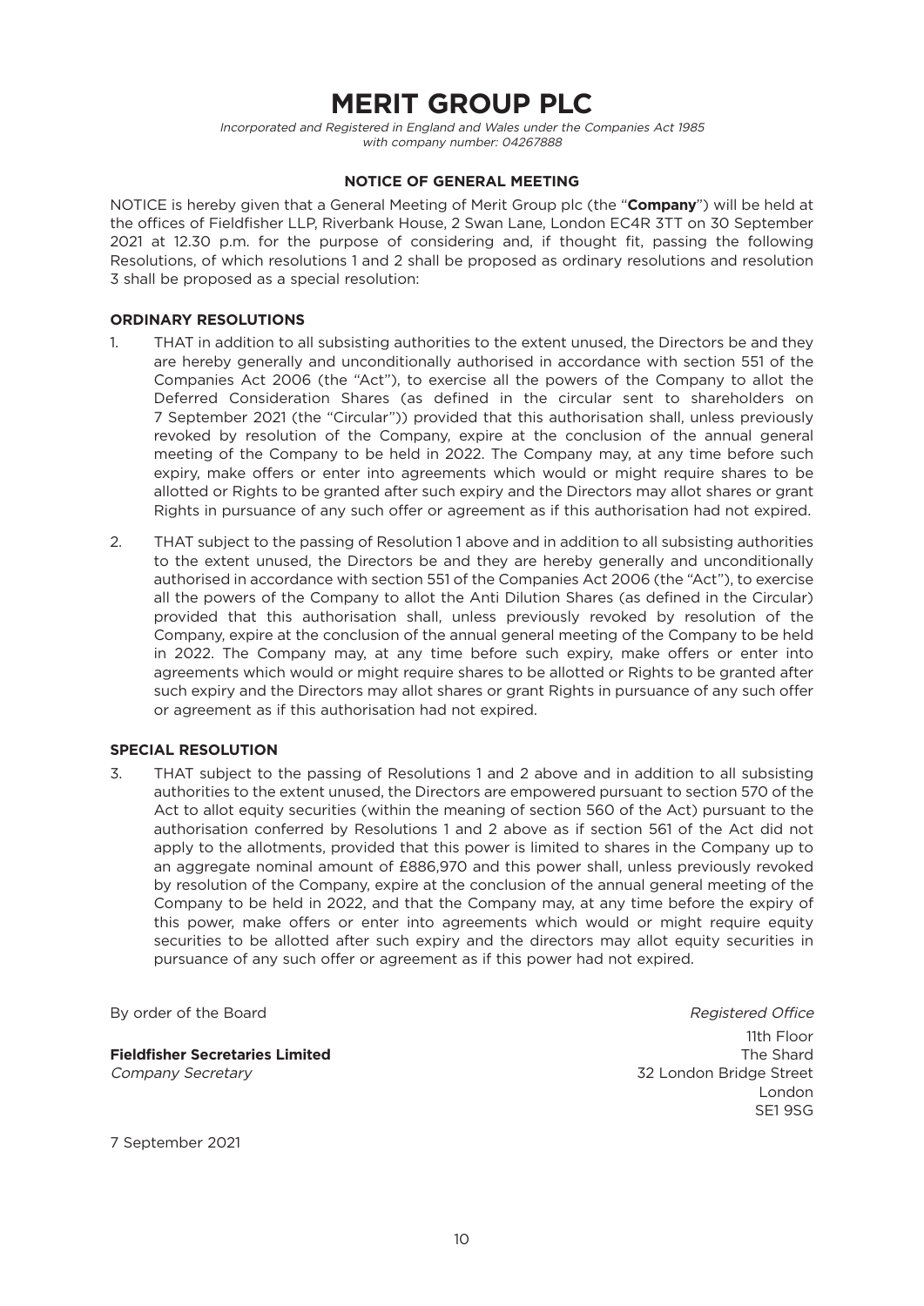# MERIT GROUP PLC

*Incorporated and Registered in England and Wales under the Companies Act 1985*
*with company number: 04267888*

## NOTICE OF GENERAL MEETING

NOTICE is hereby given that a General Meeting of Merit Group plc (the "**Company**") will be held at the offices of Fieldfisher LLP, Riverbank House, 2 Swan Lane, London EC4R 3TT on 30 September 2021 at 12.30 p.m. for the purpose of considering and, if thought fit, passing the following Resolutions, of which resolutions 1 and 2 shall be proposed as ordinary resolutions and resolution 3 shall be proposed as a special resolution:

### ORDINARY RESOLUTIONS

1. THAT in addition to all subsisting authorities to the extent unused, the Directors be and they are hereby generally and unconditionally authorised in accordance with section 551 of the Companies Act 2006 (the "Act"), to exercise all the powers of the Company to allot the Deferred Consideration Shares (as defined in the circular sent to shareholders on 7 September 2021 (the "Circular")) provided that this authorisation shall, unless previously revoked by resolution of the Company, expire at the conclusion of the annual general meeting of the Company to be held in 2022. The Company may, at any time before such expiry, make offers or enter into agreements which would or might require shares to be allotted or Rights to be granted after such expiry and the Directors may allot shares or grant Rights in pursuance of any such offer or agreement as if this authorisation had not expired.

2. THAT subject to the passing of Resolution 1 above and in addition to all subsisting authorities to the extent unused, the Directors be and they are hereby generally and unconditionally authorised in accordance with section 551 of the Companies Act 2006 (the "Act"), to exercise all the powers of the Company to allot the Anti Dilution Shares (as defined in the Circular) provided that this authorisation shall, unless previously revoked by resolution of the Company, expire at the conclusion of the annual general meeting of the Company to be held in 2022. The Company may, at any time before such expiry, make offers or enter into agreements which would or might require shares to be allotted or Rights to be granted after such expiry and the Directors may allot shares or grant Rights in pursuance of any such offer or agreement as if this authorisation had not expired.

### SPECIAL RESOLUTION

3. THAT subject to the passing of Resolutions 1 and 2 above and in addition to all subsisting authorities to the extent unused, the Directors are empowered pursuant to section 570 of the Act to allot equity securities (within the meaning of section 560 of the Act) pursuant to the authorisation conferred by Resolutions 1 and 2 above as if section 561 of the Act did not apply to the allotments, provided that this power is limited to shares in the Company up to an aggregate nominal amount of £886,970 and this power shall, unless previously revoked by resolution of the Company, expire at the conclusion of the annual general meeting of the Company to be held in 2022, and that the Company may, at any time before the expiry of this power, make offers or enter into agreements which would or might require equity securities to be allotted after such expiry and the directors may allot equity securities in pursuance of any such offer or agreement as if this power had not expired.

By order of the Board

**Fieldfisher Secretaries Limited**
*Company Secretary*

*Registered Office*
11th Floor
The Shard
32 London Bridge Street
London
SE1 9SG

7 September 2021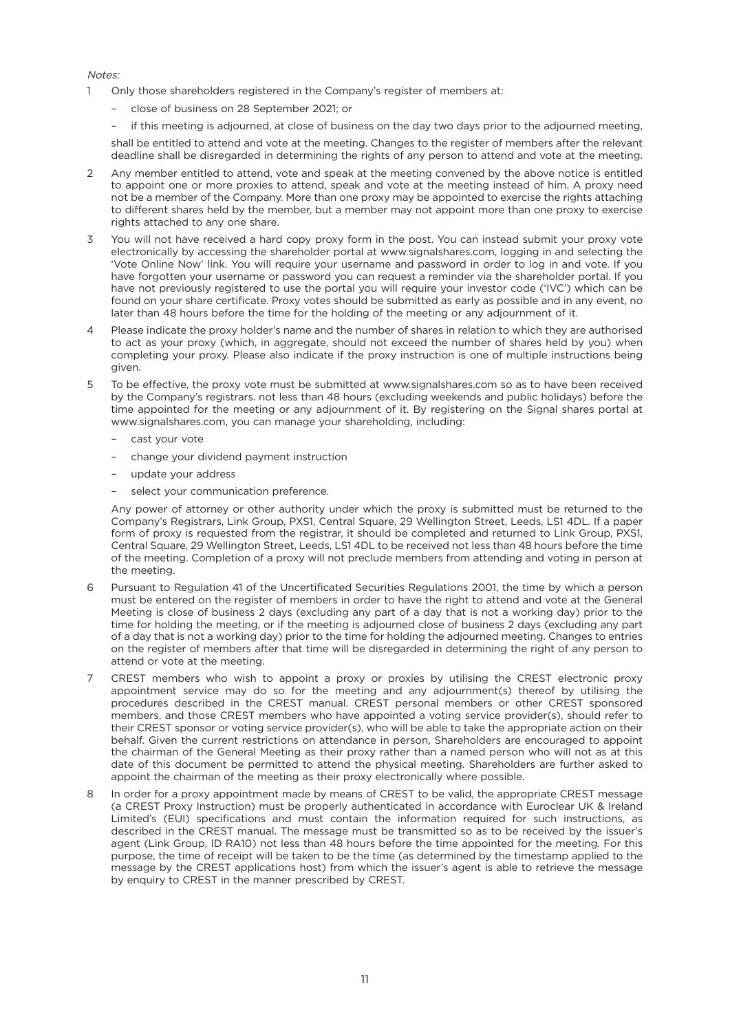*Notes:*

1. Only those shareholders registered in the Company's register of members at:
   - close of business on 28 September 2021; or
   - if this meeting is adjourned, at close of business on the day two days prior to the adjourned meeting,

   shall be entitled to attend and vote at the meeting. Changes to the register of members after the relevant deadline shall be disregarded in determining the rights of any person to attend and vote at the meeting.

2. Any member entitled to attend, vote and speak at the meeting convened by the above notice is entitled to appoint one or more proxies to attend, speak and vote at the meeting instead of him. A proxy need not be a member of the Company. More than one proxy may be appointed to exercise the rights attaching to different shares held by the member, but a member may not appoint more than one proxy to exercise rights attached to any one share.

3. You will not have received a hard copy proxy form in the post. You can instead submit your proxy vote electronically by accessing the shareholder portal at www.signalshares.com, logging in and selecting the 'Vote Online Now' link. You will require your username and password in order to log in and vote. If you have forgotten your username or password you can request a reminder via the shareholder portal. If you have not previously registered to use the portal you will require your investor code ('IVC') which can be found on your share certificate. Proxy votes should be submitted as early as possible and in any event, no later than 48 hours before the time for the holding of the meeting or any adjournment of it.

4. Please indicate the proxy holder's name and the number of shares in relation to which they are authorised to act as your proxy (which, in aggregate, should not exceed the number of shares held by you) when completing your proxy. Please also indicate if the proxy instruction is one of multiple instructions being given.

5. To be effective, the proxy vote must be submitted at www.signalshares.com so as to have been received by the Company's registrars. not less than 48 hours (excluding weekends and public holidays) before the time appointed for the meeting or any adjournment of it. By registering on the Signal shares portal at www.signalshares.com, you can manage your shareholding, including:
   - cast your vote
   - change your dividend payment instruction
   - update your address
   - select your communication preference.

   Any power of attorney or other authority under which the proxy is submitted must be returned to the Company's Registrars, Link Group, PXS1, Central Square, 29 Wellington Street, Leeds, LS1 4DL. If a paper form of proxy is requested from the registrar, it should be completed and returned to Link Group, PXS1, Central Square, 29 Wellington Street, Leeds, LS1 4DL to be received not less than 48 hours before the time of the meeting. Completion of a proxy will not preclude members from attending and voting in person at the meeting.

6. Pursuant to Regulation 41 of the Uncertificated Securities Regulations 2001, the time by which a person must be entered on the register of members in order to have the right to attend and vote at the General Meeting is close of business 2 days (excluding any part of a day that is not a working day) prior to the time for holding the meeting, or if the meeting is adjourned close of business 2 days (excluding any part of a day that is not a working day) prior to the time for holding the adjourned meeting. Changes to entries on the register of members after that time will be disregarded in determining the right of any person to attend or vote at the meeting.

7. CREST members who wish to appoint a proxy or proxies by utilising the CREST electronic proxy appointment service may do so for the meeting and any adjournment(s) thereof by utilising the procedures described in the CREST manual. CREST personal members or other CREST sponsored members, and those CREST members who have appointed a voting service provider(s), should refer to their CREST sponsor or voting service provider(s), who will be able to take the appropriate action on their behalf. Given the current restrictions on attendance in person, Shareholders are encouraged to appoint the chairman of the General Meeting as their proxy rather than a named person who will not as at this date of this document be permitted to attend the physical meeting. Shareholders are further asked to appoint the chairman of the meeting as their proxy electronically where possible.

8. In order for a proxy appointment made by means of CREST to be valid, the appropriate CREST message (a CREST Proxy Instruction) must be properly authenticated in accordance with Euroclear UK & Ireland Limited's (EUI) specifications and must contain the information required for such instructions, as described in the CREST manual. The message must be transmitted so as to be received by the issuer's agent (Link Group, ID RA10) not less than 48 hours before the time appointed for the meeting. For this purpose, the time of receipt will be taken to be the time (as determined by the timestamp applied to the message by the CREST applications host) from which the issuer's agent is able to retrieve the message by enquiry to CREST in the manner prescribed by CREST.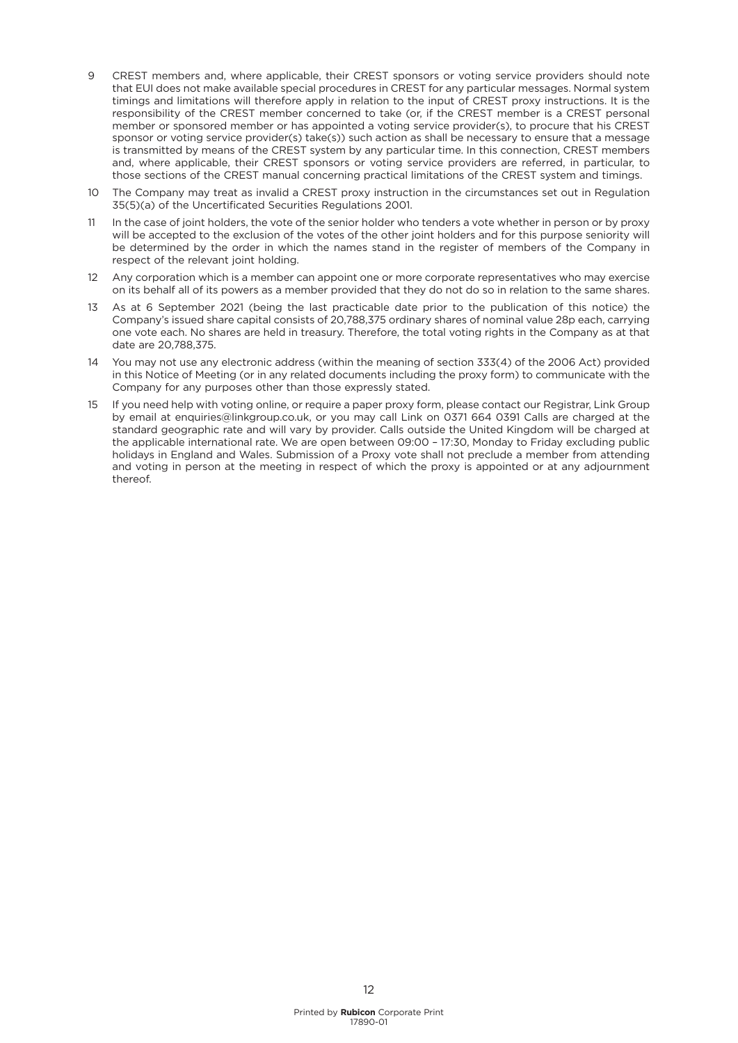9 CREST members and, where applicable, their CREST sponsors or voting service providers should note that EUI does not make available special procedures in CREST for any particular messages. Normal system timings and limitations will therefore apply in relation to the input of CREST proxy instructions. It is the responsibility of the CREST member concerned to take (or, if the CREST member is a CREST personal member or sponsored member or has appointed a voting service provider(s), to procure that his CREST sponsor or voting service provider(s) take(s)) such action as shall be necessary to ensure that a message is transmitted by means of the CREST system by any particular time. In this connection, CREST members and, where applicable, their CREST sponsors or voting service providers are referred, in particular, to those sections of the CREST manual concerning practical limitations of the CREST system and timings.

10 The Company may treat as invalid a CREST proxy instruction in the circumstances set out in Regulation 35(5)(a) of the Uncertificated Securities Regulations 2001.

11 In the case of joint holders, the vote of the senior holder who tenders a vote whether in person or by proxy will be accepted to the exclusion of the votes of the other joint holders and for this purpose seniority will be determined by the order in which the names stand in the register of members of the Company in respect of the relevant joint holding.

12 Any corporation which is a member can appoint one or more corporate representatives who may exercise on its behalf all of its powers as a member provided that they do not do so in relation to the same shares.

13 As at 6 September 2021 (being the last practicable date prior to the publication of this notice) the Company's issued share capital consists of 20,788,375 ordinary shares of nominal value 28p each, carrying one vote each. No shares are held in treasury. Therefore, the total voting rights in the Company as at that date are 20,788,375.

14 You may not use any electronic address (within the meaning of section 333(4) of the 2006 Act) provided in this Notice of Meeting (or in any related documents including the proxy form) to communicate with the Company for any purposes other than those expressly stated.

15 If you need help with voting online, or require a paper proxy form, please contact our Registrar, Link Group by email at enquiries@linkgroup.co.uk, or you may call Link on 0371 664 0391 Calls are charged at the standard geographic rate and will vary by provider. Calls outside the United Kingdom will be charged at the applicable international rate. We are open between 09:00 – 17:30, Monday to Friday excluding public holidays in England and Wales. Submission of a Proxy vote shall not preclude a member from attending and voting in person at the meeting in respect of which the proxy is appointed or at any adjournment thereof.

Printed by **Rubicon** Corporate Print
17890-01